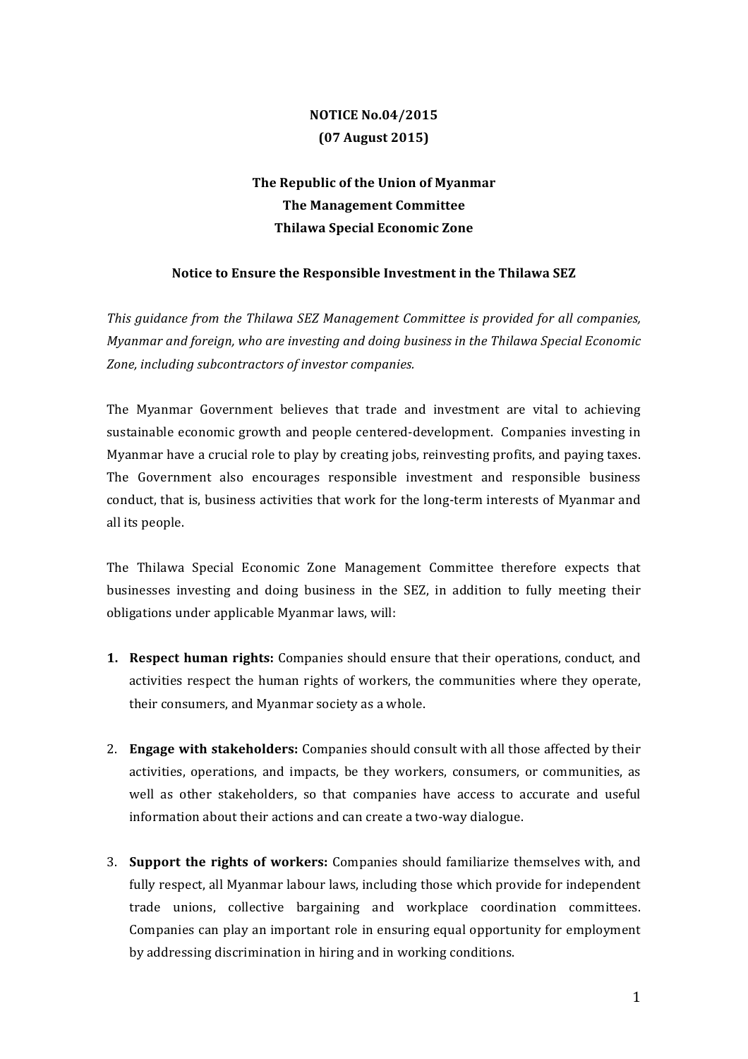**NOTICE No.04/2015**
**(07 August 2015)**

**The Republic of the Union of Myanmar**
**The Management Committee**
**Thilawa Special Economic Zone**

**Notice to Ensure the Responsible Investment in the Thilawa SEZ**

*This guidance from the Thilawa SEZ Management Committee is provided for all companies, Myanmar and foreign, who are investing and doing business in the Thilawa Special Economic Zone, including subcontractors of investor companies.*

The Myanmar Government believes that trade and investment are vital to achieving sustainable economic growth and people centered-development. Companies investing in Myanmar have a crucial role to play by creating jobs, reinvesting profits, and paying taxes. The Government also encourages responsible investment and responsible business conduct, that is, business activities that work for the long-term interests of Myanmar and all its people.

The Thilawa Special Economic Zone Management Committee therefore expects that businesses investing and doing business in the SEZ, in addition to fully meeting their obligations under applicable Myanmar laws, will:

1. **Respect human rights:** Companies should ensure that their operations, conduct, and activities respect the human rights of workers, the communities where they operate, their consumers, and Myanmar society as a whole.

2. **Engage with stakeholders:** Companies should consult with all those affected by their activities, operations, and impacts, be they workers, consumers, or communities, as well as other stakeholders, so that companies have access to accurate and useful information about their actions and can create a two-way dialogue.

3. **Support the rights of workers:** Companies should familiarize themselves with, and fully respect, all Myanmar labour laws, including those which provide for independent trade unions, collective bargaining and workplace coordination committees. Companies can play an important role in ensuring equal opportunity for employment by addressing discrimination in hiring and in working conditions.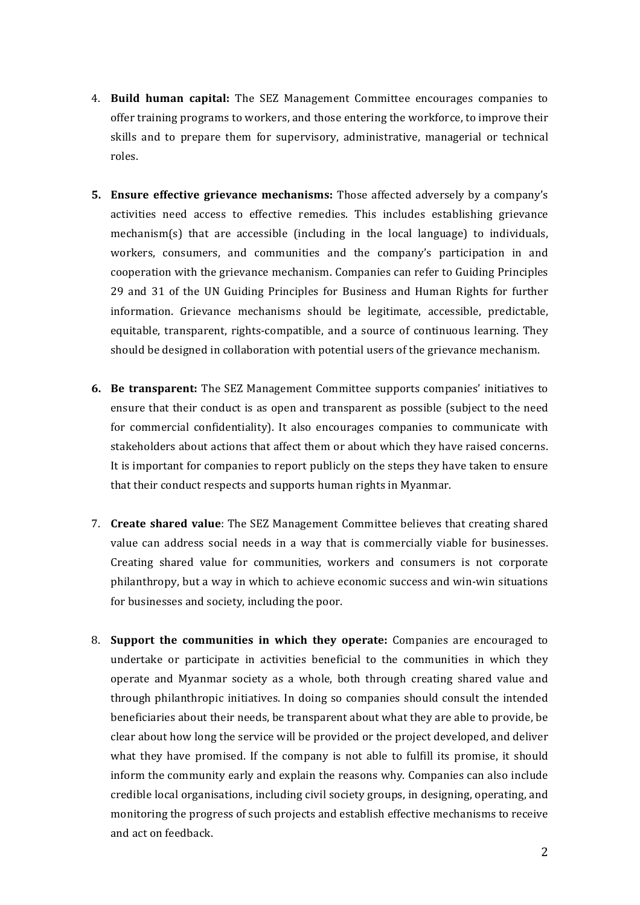4. **Build human capital:** The SEZ Management Committee encourages companies to offer training programs to workers, and those entering the workforce, to improve their skills and to prepare them for supervisory, administrative, managerial or technical roles.

5. **Ensure effective grievance mechanisms:** Those affected adversely by a company's activities need access to effective remedies. This includes establishing grievance mechanism(s) that are accessible (including in the local language) to individuals, workers, consumers, and communities and the company's participation in and cooperation with the grievance mechanism. Companies can refer to Guiding Principles 29 and 31 of the UN Guiding Principles for Business and Human Rights for further information. Grievance mechanisms should be legitimate, accessible, predictable, equitable, transparent, rights-compatible, and a source of continuous learning. They should be designed in collaboration with potential users of the grievance mechanism.

6. **Be transparent:** The SEZ Management Committee supports companies' initiatives to ensure that their conduct is as open and transparent as possible (subject to the need for commercial confidentiality). It also encourages companies to communicate with stakeholders about actions that affect them or about which they have raised concerns. It is important for companies to report publicly on the steps they have taken to ensure that their conduct respects and supports human rights in Myanmar.

7. **Create shared value**: The SEZ Management Committee believes that creating shared value can address social needs in a way that is commercially viable for businesses. Creating shared value for communities, workers and consumers is not corporate philanthropy, but a way in which to achieve economic success and win-win situations for businesses and society, including the poor.

8. **Support the communities in which they operate:** Companies are encouraged to undertake or participate in activities beneficial to the communities in which they operate and Myanmar society as a whole, both through creating shared value and through philanthropic initiatives. In doing so companies should consult the intended beneficiaries about their needs, be transparent about what they are able to provide, be clear about how long the service will be provided or the project developed, and deliver what they have promised. If the company is not able to fulfill its promise, it should inform the community early and explain the reasons why. Companies can also include credible local organisations, including civil society groups, in designing, operating, and monitoring the progress of such projects and establish effective mechanisms to receive and act on feedback.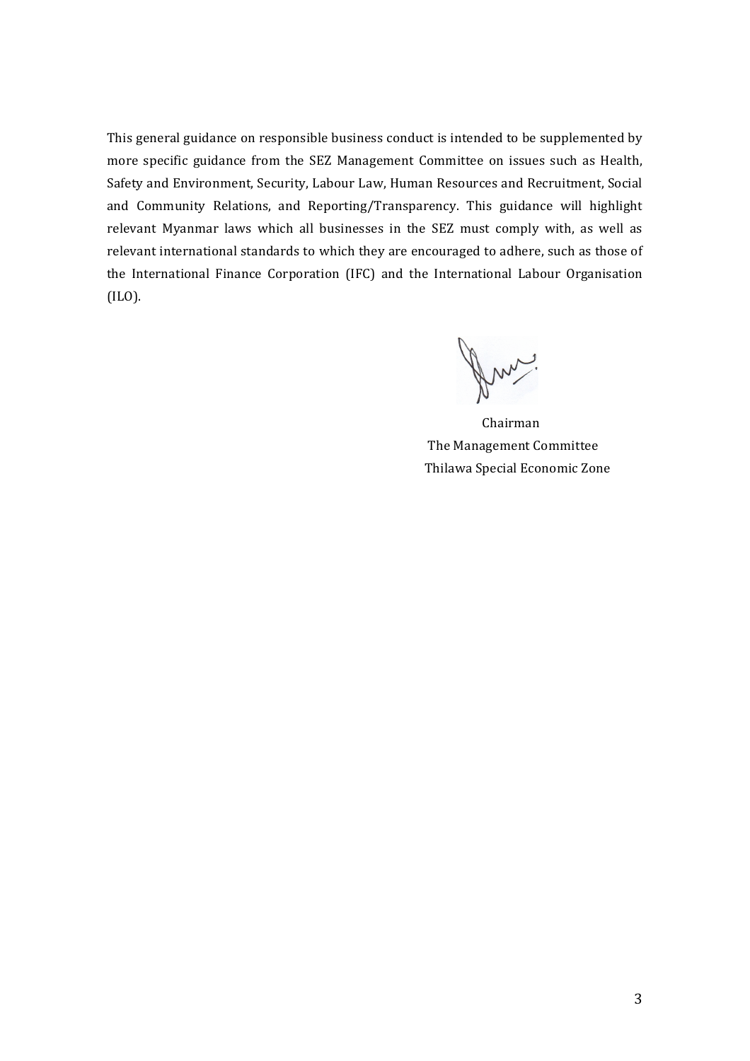This general guidance on responsible business conduct is intended to be supplemented by more specific guidance from the SEZ Management Committee on issues such as Health, Safety and Environment, Security, Labour Law, Human Resources and Recruitment, Social and Community Relations, and Reporting/Transparency. This guidance will highlight relevant Myanmar laws which all businesses in the SEZ must comply with, as well as relevant international standards to which they are encouraged to adhere, such as those of the International Finance Corporation (IFC) and the International Labour Organisation (ILO).

Chairman
The Management Committee
Thilawa Special Economic Zone